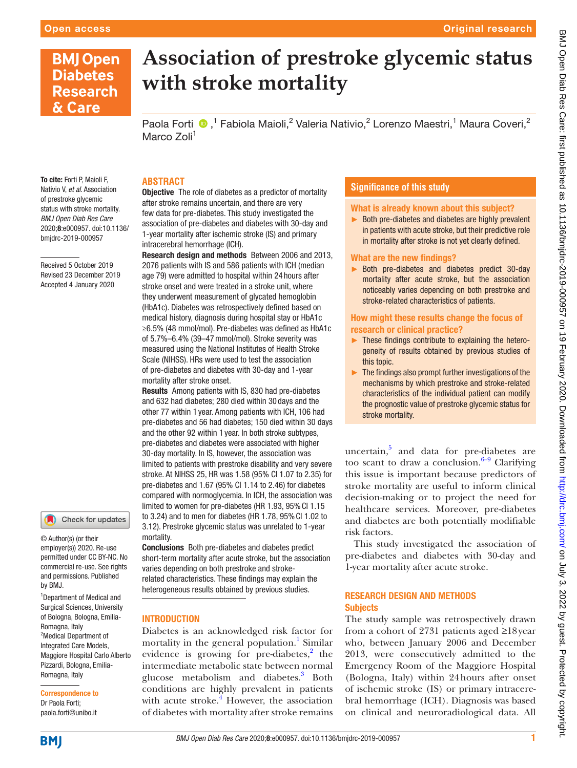# Association of prestroke glycemic status with stroke mortality

Paola Forti,[1] Fabiola Maioli,[2] Valeria Nativio,[2] Lorenzo Maestri,[1] Maura Coveri,[2] Marco Zoli[1]

**To cite:** Forti P, Maioli F, Nativio V, *et al*. Association of prestroke glycemic status with stroke mortality. *BMJ Open Diab Res Care* 2020;**8**:e000957. doi:10.1136/bmjdrc-2019-000957

Received 5 October 2019
Revised 23 December 2019
Accepted 4 January 2020

## ABSTRACT

**Objective** The role of diabetes as a predictor of mortality after stroke remains uncertain, and there are very few data for pre-diabetes. This study investigated the association of pre-diabetes and diabetes with 30-day and 1-year mortality after ischemic stroke (IS) and primary intracerebral hemorrhage (ICH).

**Research design and methods** Between 2006 and 2013, 2076 patients with IS and 586 patients with ICH (median age 79) were admitted to hospital within 24 hours after stroke onset and were treated in a stroke unit, where they underwent measurement of glycated hemoglobin (HbA1c). Diabetes was retrospectively defined based on medical history, diagnosis during hospital stay or HbA1c ≥6.5% (48 mmol/mol). Pre-diabetes was defined as HbA1c of 5.7%–6.4% (39–47 mmol/mol). Stroke severity was measured using the National Institutes of Health Stroke Scale (NIHSS). HRs were used to test the association of pre-diabetes and diabetes with 30-day and 1-year mortality after stroke onset.

**Results** Among patients with IS, 830 had pre-diabetes and 632 had diabetes; 280 died within 30 days and the other 77 within 1 year. Among patients with ICH, 106 had pre-diabetes and 56 had diabetes; 150 died within 30 days and the other 92 within 1 year. In both stroke subtypes, pre-diabetes and diabetes were associated with higher 30-day mortality. In IS, however, the association was limited to patients with prestroke disability and very severe stroke. At NIHSS 25, HR was 1.58 (95% CI 1.07 to 2.35) for pre-diabetes and 1.67 (95% CI 1.14 to 2.46) for diabetes compared with normoglycemia. In ICH, the association was limited to women for pre-diabetes (HR 1.93, 95% CI 1.15 to 3.24) and to men for diabetes (HR 1.78, 95% CI 1.02 to 3.12). Prestroke glycemic status was unrelated to 1-year mortality.

**Conclusions** Both pre-diabetes and diabetes predict short-term mortality after acute stroke, but the association varies depending on both prestroke and stroke-related characteristics. These findings may explain the heterogeneous results obtained by previous studies.

## Significance of this study

### What is already known about this subject?

- Both pre-diabetes and diabetes are highly prevalent in patients with acute stroke, but their predictive role in mortality after stroke is not yet clearly defined.

### What are the new findings?

- Both pre-diabetes and diabetes predict 30-day mortality after acute stroke, but the association noticeably varies depending on both prestroke and stroke-related characteristics of patients.

### How might these results change the focus of research or clinical practice?

- These findings contribute to explaining the heterogeneity of results obtained by previous studies of this topic.
- The findings also prompt further investigations of the mechanisms by which prestroke and stroke-related characteristics of the individual patient can modify the prognostic value of prestroke glycemic status for stroke mortality.

## INTRODUCTION

Diabetes is an acknowledged risk factor for mortality in the general population.[1] Similar evidence is growing for pre-diabetes,[2] the intermediate metabolic state between normal glucose metabolism and diabetes.[3] Both conditions are highly prevalent in patients with acute stroke.[4] However, the association of diabetes with mortality after stroke remains uncertain,[5] and data for pre-diabetes are too scant to draw a conclusion.[6–9] Clarifying this issue is important because predictors of stroke mortality are useful to inform clinical decision-making or to project the need for healthcare services. Moreover, pre-diabetes and diabetes are both potentially modifiable risk factors.

This study investigated the association of pre-diabetes and diabetes with 30-day and 1-year mortality after acute stroke.

## RESEARCH DESIGN AND METHODS

### Subjects

The study sample was retrospectively drawn from a cohort of 2731 patients aged ≥18 year who, between January 2006 and December 2013, were consecutively admitted to the Emergency Room of the Maggiore Hospital (Bologna, Italy) within 24 hours after onset of ischemic stroke (IS) or primary intracerebral hemorrhage (ICH). Diagnosis was based on clinical and neuroradiological data. All

© Author(s) (or their employer(s)) 2020. Re-use permitted under CC BY-NC. No commercial re-use. See rights and permissions. Published by BMJ.

[1]Department of Medical and Surgical Sciences, University of Bologna, Bologna, Emilia-Romagna, Italy
[2]Medical Department of Integrated Care Models, Maggiore Hospital Carlo Alberto Pizzardi, Bologna, Emilia-Romagna, Italy

**Correspondence to**
Dr Paola Forti;
paola.forti@unibo.it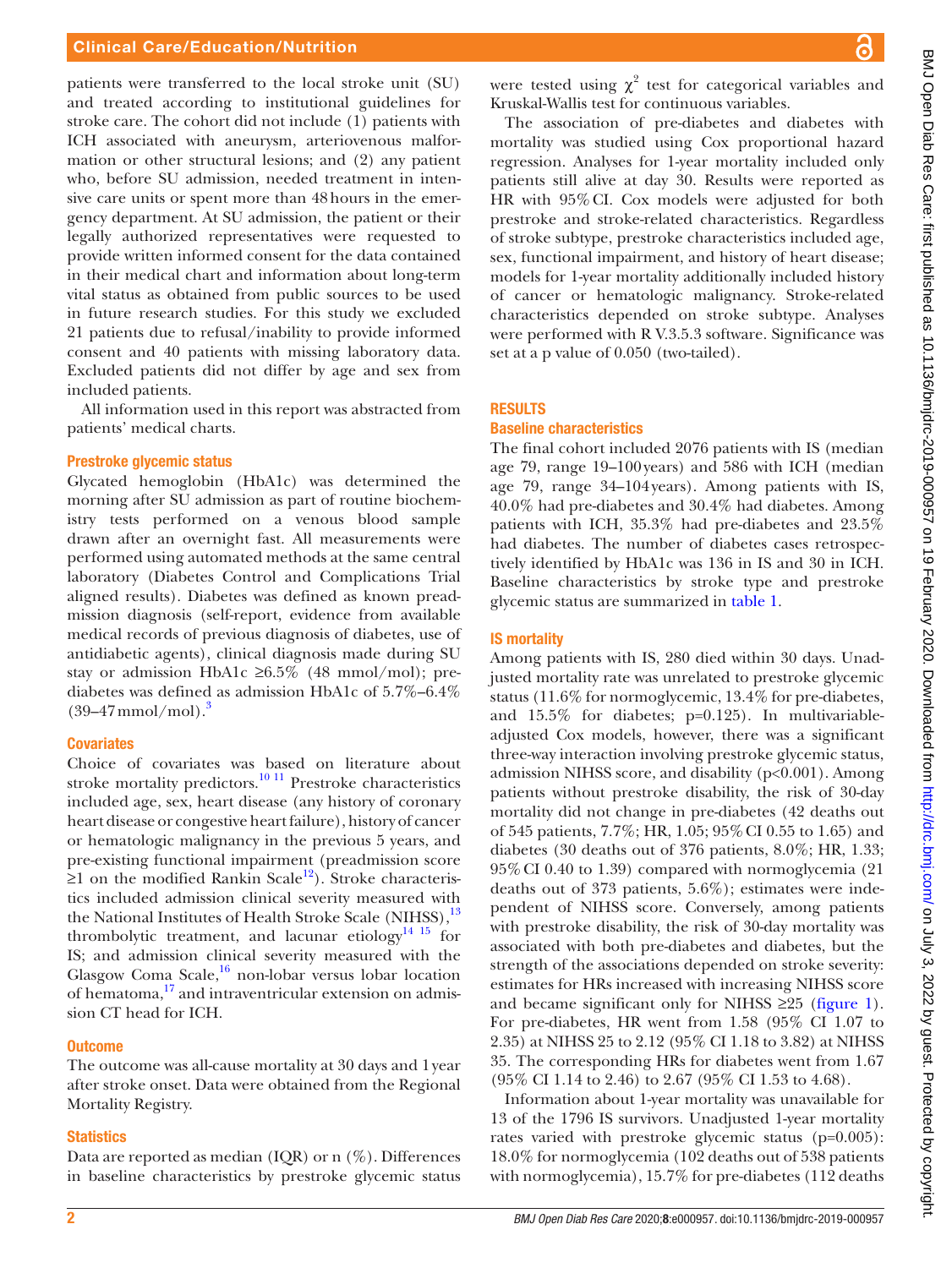patients were transferred to the local stroke unit (SU) and treated according to institutional guidelines for stroke care. The cohort did not include (1) patients with ICH associated with aneurysm, arteriovenous malformation or other structural lesions; and (2) any patient who, before SU admission, needed treatment in intensive care units or spent more than 48 hours in the emergency department. At SU admission, the patient or their legally authorized representatives were requested to provide written informed consent for the data contained in their medical chart and information about long-term vital status as obtained from public sources to be used in future research studies. For this study we excluded 21 patients due to refusal/inability to provide informed consent and 40 patients with missing laboratory data. Excluded patients did not differ by age and sex from included patients.

All information used in this report was abstracted from patients' medical charts.

### Prestroke glycemic status

Glycated hemoglobin (HbA1c) was determined the morning after SU admission as part of routine biochemistry tests performed on a venous blood sample drawn after an overnight fast. All measurements were performed using automated methods at the same central laboratory (Diabetes Control and Complications Trial aligned results). Diabetes was defined as known preadmission diagnosis (self-report, evidence from available medical records of previous diagnosis of diabetes, use of antidiabetic agents), clinical diagnosis made during SU stay or admission HbA1c ≥6.5% (48 mmol/mol); prediabetes was defined as admission HbA1c of 5.7%–6.4% (39–47 mmol/mol).[3]

### Covariates

Choice of covariates was based on literature about stroke mortality predictors.[10 11] Prestroke characteristics included age, sex, heart disease (any history of coronary heart disease or congestive heart failure), history of cancer or hematologic malignancy in the previous 5 years, and pre-existing functional impairment (preadmission score ≥1 on the modified Rankin Scale[12]). Stroke characteristics included admission clinical severity measured with the National Institutes of Health Stroke Scale (NIHSS),[13] thrombolytic treatment, and lacunar etiology[14 15] for IS; and admission clinical severity measured with the Glasgow Coma Scale,[16] non-lobar versus lobar location of hematoma,[17] and intraventricular extension on admission CT head for ICH.

### Outcome

The outcome was all-cause mortality at 30 days and 1 year after stroke onset. Data were obtained from the Regional Mortality Registry.

### Statistics

Data are reported as median (IQR) or n (%). Differences in baseline characteristics by prestroke glycemic status were tested using $\chi^2$ test for categorical variables and Kruskal-Wallis test for continuous variables.

The association of pre-diabetes and diabetes with mortality was studied using Cox proportional hazard regression. Analyses for 1-year mortality included only patients still alive at day 30. Results were reported as HR with 95% CI. Cox models were adjusted for both prestroke and stroke-related characteristics. Regardless of stroke subtype, prestroke characteristics included age, sex, functional impairment, and history of heart disease; models for 1-year mortality additionally included history of cancer or hematologic malignancy. Stroke-related characteristics depended on stroke subtype. Analyses were performed with R V.3.5.3 software. Significance was set at a p value of 0.050 (two-tailed).

## RESULTS

### Baseline characteristics

The final cohort included 2076 patients with IS (median age 79, range 19–100 years) and 586 with ICH (median age 79, range 34–104 years). Among patients with IS, 40.0% had pre-diabetes and 30.4% had diabetes. Among patients with ICH, 35.3% had pre-diabetes and 23.5% had diabetes. The number of diabetes cases retrospectively identified by HbA1c was 136 in IS and 30 in ICH. Baseline characteristics by stroke type and prestroke glycemic status are summarized in table 1.

### IS mortality

Among patients with IS, 280 died within 30 days. Unadjusted mortality rate was unrelated to prestroke glycemic status (11.6% for normoglycemic, 13.4% for pre-diabetes, and 15.5% for diabetes; p=0.125). In multivariable-adjusted Cox models, however, there was a significant three-way interaction involving prestroke glycemic status, admission NIHSS score, and disability (p<0.001). Among patients without prestroke disability, the risk of 30-day mortality did not change in pre-diabetes (42 deaths out of 545 patients, 7.7%; HR, 1.05; 95% CI 0.55 to 1.65) and diabetes (30 deaths out of 376 patients, 8.0%; HR, 1.33; 95% CI 0.40 to 1.39) compared with normoglycemia (21 deaths out of 373 patients, 5.6%); estimates were independent of NIHSS score. Conversely, among patients with prestroke disability, the risk of 30-day mortality was associated with both pre-diabetes and diabetes, but the strength of the associations depended on stroke severity: estimates for HRs increased with increasing NIHSS score and became significant only for NIHSS ≥25 (figure 1). For pre-diabetes, HR went from 1.58 (95% CI 1.07 to 2.35) at NIHSS 25 to 2.12 (95% CI 1.18 to 3.82) at NIHSS 35. The corresponding HRs for diabetes went from 1.67 (95% CI 1.14 to 2.46) to 2.67 (95% CI 1.53 to 4.68).

Information about 1-year mortality was unavailable for 13 of the 1796 IS survivors. Unadjusted 1-year mortality rates varied with prestroke glycemic status (p=0.005): 18.0% for normoglycemia (102 deaths out of 538 patients with normoglycemia), 15.7% for pre-diabetes (112 deaths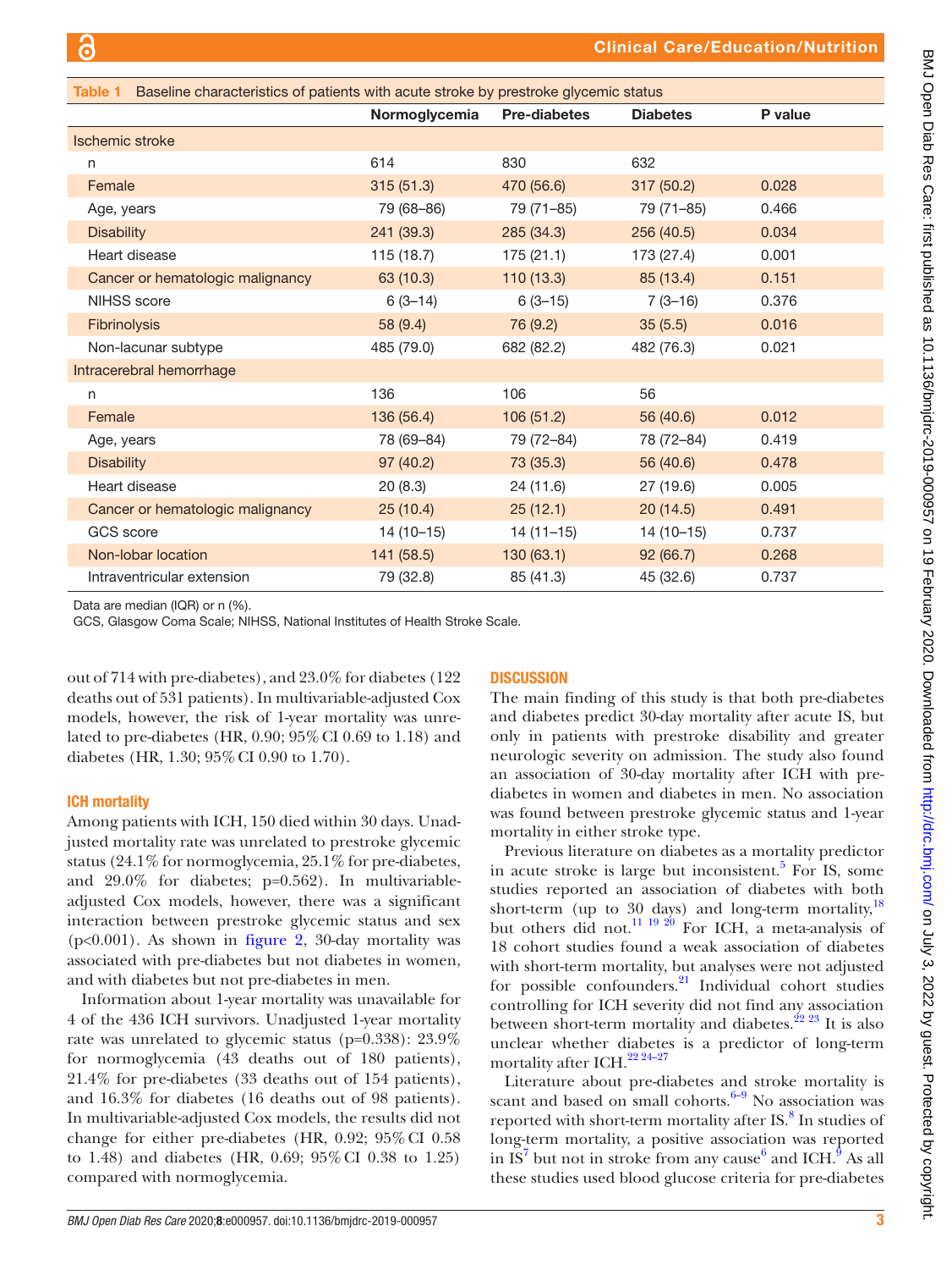Table 1 Baseline characteristics of patients with acute stroke by prestroke glycemic status

| | Normoglycemia | Pre-diabetes | Diabetes | P value |
|---|---|---|---|---|
| Ischemic stroke | | | | |
| n | 614 | 830 | 632 | |
| Female | 315 (51.3) | 470 (56.6) | 317 (50.2) | 0.028 |
| Age, years | 79 (68–86) | 79 (71–85) | 79 (71–85) | 0.466 |
| Disability | 241 (39.3) | 285 (34.3) | 256 (40.5) | 0.034 |
| Heart disease | 115 (18.7) | 175 (21.1) | 173 (27.4) | 0.001 |
| Cancer or hematologic malignancy | 63 (10.3) | 110 (13.3) | 85 (13.4) | 0.151 |
| NIHSS score | 6 (3–14) | 6 (3–15) | 7 (3–16) | 0.376 |
| Fibrinolysis | 58 (9.4) | 76 (9.2) | 35 (5.5) | 0.016 |
| Non-lacunar subtype | 485 (79.0) | 682 (82.2) | 482 (76.3) | 0.021 |
| Intracerebral hemorrhage | | | | |
| n | 136 | 106 | 56 | |
| Female | 136 (56.4) | 106 (51.2) | 56 (40.6) | 0.012 |
| Age, years | 78 (69–84) | 79 (72–84) | 78 (72–84) | 0.419 |
| Disability | 97 (40.2) | 73 (35.3) | 56 (40.6) | 0.478 |
| Heart disease | 20 (8.3) | 24 (11.6) | 27 (19.6) | 0.005 |
| Cancer or hematologic malignancy | 25 (10.4) | 25 (12.1) | 20 (14.5) | 0.491 |
| GCS score | 14 (10–15) | 14 (11–15) | 14 (10–15) | 0.737 |
| Non-lobar location | 141 (58.5) | 130 (63.1) | 92 (66.7) | 0.268 |
| Intraventricular extension | 79 (32.8) | 85 (41.3) | 45 (32.6) | 0.737 |

Data are median (IQR) or n (%).
GCS, Glasgow Coma Scale; NIHSS, National Institutes of Health Stroke Scale.

out of 714 with pre-diabetes), and 23.0% for diabetes (122 deaths out of 531 patients). In multivariable-adjusted Cox models, however, the risk of 1-year mortality was unrelated to pre-diabetes (HR, 0.90; 95% CI 0.69 to 1.18) and diabetes (HR, 1.30; 95% CI 0.90 to 1.70).

### ICH mortality

Among patients with ICH, 150 died within 30 days. Unadjusted mortality rate was unrelated to prestroke glycemic status (24.1% for normoglycemia, 25.1% for pre-diabetes, and 29.0% for diabetes; p=0.562). In multivariable-adjusted Cox models, however, there was a significant interaction between prestroke glycemic status and sex ($p<0.001$). As shown in figure 2, 30-day mortality was associated with pre-diabetes but not diabetes in women, and with diabetes but not pre-diabetes in men.

Information about 1-year mortality was unavailable for 4 of the 436 ICH survivors. Unadjusted 1-year mortality rate was unrelated to glycemic status (p=0.338): 23.9% for normoglycemia (43 deaths out of 180 patients), 21.4% for pre-diabetes (33 deaths out of 154 patients), and 16.3% for diabetes (16 deaths out of 98 patients). In multivariable-adjusted Cox models, the results did not change for either pre-diabetes (HR, 0.92; 95% CI 0.58 to 1.48) and diabetes (HR, 0.69; 95% CI 0.38 to 1.25) compared with normoglycemia.

## DISCUSSION

The main finding of this study is that both pre-diabetes and diabetes predict 30-day mortality after acute IS, but only in patients with prestroke disability and greater neurologic severity on admission. The study also found an association of 30-day mortality after ICH with pre-diabetes in women and diabetes in men. No association was found between prestroke glycemic status and 1-year mortality in either stroke type.

Previous literature on diabetes as a mortality predictor in acute stroke is large but inconsistent.[5] For IS, some studies reported an association of diabetes with both short-term (up to 30 days) and long-term mortality,[18] but others did not.[11 19 20] For ICH, a meta-analysis of 18 cohort studies found a weak association of diabetes with short-term mortality, but analyses were not adjusted for possible confounders.[21] Individual cohort studies controlling for ICH severity did not find any association between short-term mortality and diabetes.[22 23] It is also unclear whether diabetes is a predictor of long-term mortality after ICH.[22 24–27]

Literature about pre-diabetes and stroke mortality is scant and based on small cohorts.[6–9] No association was reported with short-term mortality after IS.[8] In studies of long-term mortality, a positive association was reported in IS[7] but not in stroke from any cause[6] and ICH.[9] As all these studies used blood glucose criteria for pre-diabetes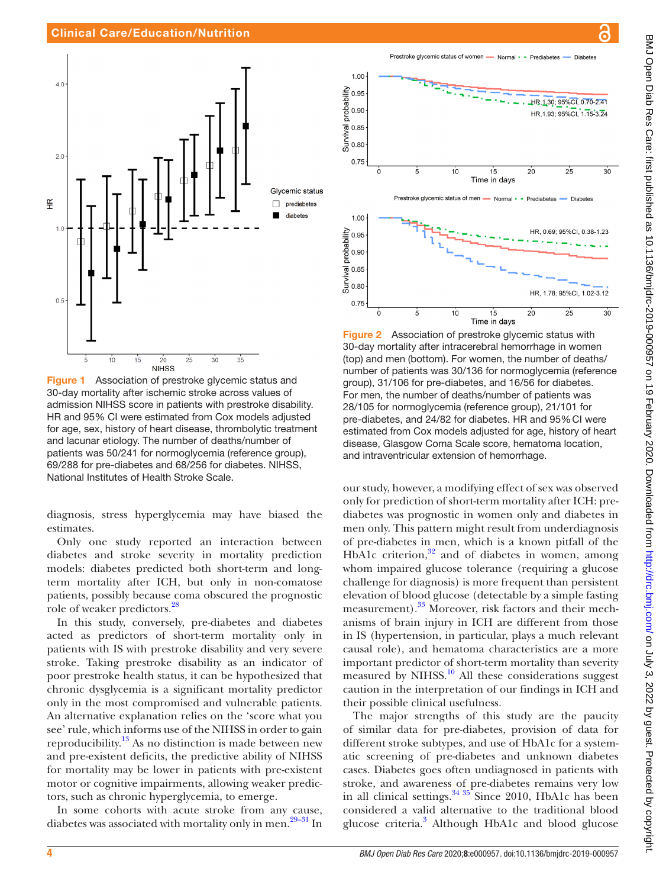Figure 1 Association of prestroke glycemic status and 30-day mortality after ischemic stroke across values of admission NIHSS score in patients with prestroke disability. HR and 95% CI were estimated from Cox models adjusted for age, sex, history of heart disease, thrombolytic treatment and lacunar etiology. The number of deaths/number of patients was 50/241 for normoglycemia (reference group), 69/288 for pre-diabetes and 68/256 for diabetes. NIHSS, National Institutes of Health Stroke Scale.

Figure 2 Association of prestroke glycemic status with 30-day mortality after intracerebral hemorrhage in women (top) and men (bottom). For women, the number of deaths/number of patients was 30/136 for normoglycemia (reference group), 31/106 for pre-diabetes, and 16/56 for diabetes. For men, the number of deaths/number of patients was 28/105 for normoglycemia (reference group), 21/101 for pre-diabetes, and 24/82 for diabetes. HR and 95% CI were estimated from Cox models adjusted for age, history of heart disease, Glasgow Coma Scale score, hematoma location, and intraventricular extension of hemorrhage.

diagnosis, stress hyperglycemia may have biased the estimates.

Only one study reported an interaction between diabetes and stroke severity in mortality prediction models: diabetes predicted both short-term and long-term mortality after ICH, but only in non-comatose patients, possibly because coma obscured the prognostic role of weaker predictors.[28]

In this study, conversely, pre-diabetes and diabetes acted as predictors of short-term mortality only in patients with IS with prestroke disability and very severe stroke. Taking prestroke disability as an indicator of poor prestroke health status, it can be hypothesized that chronic dysglycemia is a significant mortality predictor only in the most compromised and vulnerable patients. An alternative explanation relies on the 'score what you see' rule, which informs use of the NIHSS in order to gain reproducibility.[13] As no distinction is made between new and pre-existent deficits, the predictive ability of NIHSS for mortality may be lower in patients with pre-existent motor or cognitive impairments, allowing weaker predictors, such as chronic hyperglycemia, to emerge.

In some cohorts with acute stroke from any cause, diabetes was associated with mortality only in men.[29–31] In our study, however, a modifying effect of sex was observed only for prediction of short-term mortality after ICH: pre-diabetes was prognostic in women only and diabetes in men only. This pattern might result from underdiagnosis of pre-diabetes in men, which is a known pitfall of the HbA1c criterion,[32] and of diabetes in women, among whom impaired glucose tolerance (requiring a glucose challenge for diagnosis) is more frequent than persistent elevation of blood glucose (detectable by a simple fasting measurement).[33] Moreover, risk factors and their mechanisms of brain injury in ICH are different from those in IS (hypertension, in particular, plays a much relevant causal role), and hematoma characteristics are a more important predictor of short-term mortality than severity measured by NIHSS.[10] All these considerations suggest caution in the interpretation of our findings in ICH and their possible clinical usefulness.

The major strengths of this study are the paucity of similar data for pre-diabetes, provision of data for different stroke subtypes, and use of HbA1c for a systematic screening of pre-diabetes and unknown diabetes cases. Diabetes goes often undiagnosed in patients with stroke, and awareness of pre-diabetes remains very low in all clinical settings.[34 35] Since 2010, HbA1c has been considered a valid alternative to the traditional blood glucose criteria.[3] Although HbA1c and blood glucose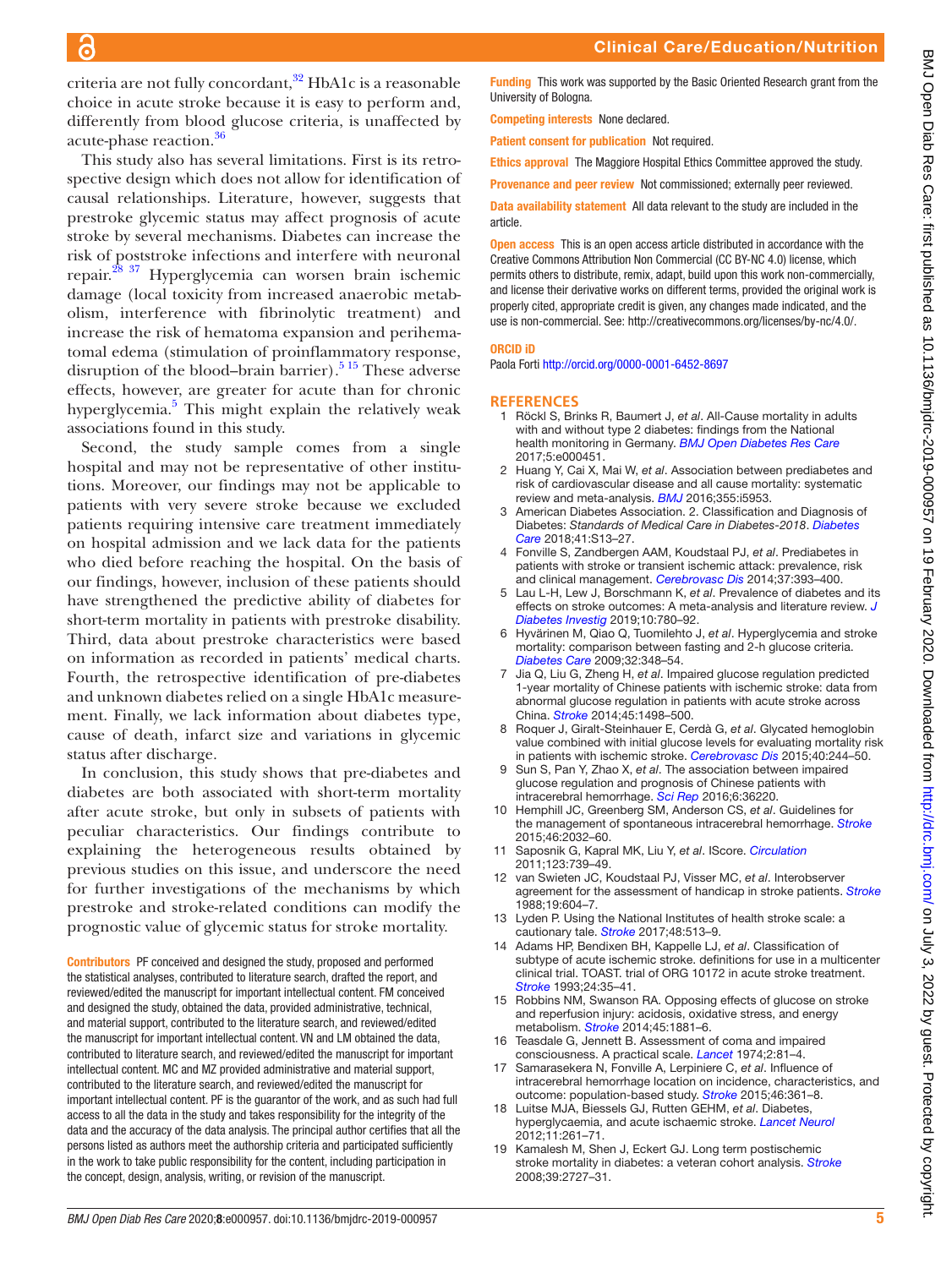criteria are not fully concordant,[32] HbA1c is a reasonable choice in acute stroke because it is easy to perform and, differently from blood glucose criteria, is unaffected by acute-phase reaction.[36]

This study also has several limitations. First is its retrospective design which does not allow for identification of causal relationships. Literature, however, suggests that prestroke glycemic status may affect prognosis of acute stroke by several mechanisms. Diabetes can increase the risk of poststroke infections and interfere with neuronal repair.[28 37] Hyperglycemia can worsen brain ischemic damage (local toxicity from increased anaerobic metabolism, interference with fibrinolytic treatment) and increase the risk of hematoma expansion and perihematomal edema (stimulation of proinflammatory response, disruption of the blood–brain barrier).[5 15] These adverse effects, however, are greater for acute than for chronic hyperglycemia.[5] This might explain the relatively weak associations found in this study.

Second, the study sample comes from a single hospital and may not be representative of other institutions. Moreover, our findings may not be applicable to patients with very severe stroke because we excluded patients requiring intensive care treatment immediately on hospital admission and we lack data for the patients who died before reaching the hospital. On the basis of our findings, however, inclusion of these patients should have strengthened the predictive ability of diabetes for short-term mortality in patients with prestroke disability. Third, data about prestroke characteristics were based on information as recorded in patients' medical charts. Fourth, the retrospective identification of pre-diabetes and unknown diabetes relied on a single HbA1c measurement. Finally, we lack information about diabetes type, cause of death, infarct size and variations in glycemic status after discharge.

In conclusion, this study shows that pre-diabetes and diabetes are both associated with short-term mortality after acute stroke, but only in subsets of patients with peculiar characteristics. Our findings contribute to explaining the heterogeneous results obtained by previous studies on this issue, and underscore the need for further investigations of the mechanisms by which prestroke and stroke-related conditions can modify the prognostic value of glycemic status for stroke mortality.

**Contributors** PF conceived and designed the study, proposed and performed the statistical analyses, contributed to literature search, drafted the report, and reviewed/edited the manuscript for important intellectual content. FM conceived and designed the study, obtained the data, provided administrative, technical, and material support, contributed to the literature search, and reviewed/edited the manuscript for important intellectual content. VN and LM obtained the data, contributed to literature search, and reviewed/edited the manuscript for important intellectual content. MC and MZ provided administrative and material support, contributed to the literature search, and reviewed/edited the manuscript for important intellectual content. PF is the guarantor of the work, and as such had full access to all the data in the study and takes responsibility for the integrity of the data and the accuracy of the data analysis. The principal author certifies that all the persons listed as authors meet the authorship criteria and participated sufficiently in the work to take public responsibility for the content, including participation in the concept, design, analysis, writing, or revision of the manuscript.

**Funding** This work was supported by the Basic Oriented Research grant from the University of Bologna.

**Competing interests** None declared.

**Patient consent for publication** Not required.

**Ethics approval** The Maggiore Hospital Ethics Committee approved the study.

**Provenance and peer review** Not commissioned; externally peer reviewed.

**Data availability statement** All data relevant to the study are included in the article.

**Open access** This is an open access article distributed in accordance with the Creative Commons Attribution Non Commercial (CC BY-NC 4.0) license, which permits others to distribute, remix, adapt, build upon this work non-commercially, and license their derivative works on different terms, provided the original work is properly cited, appropriate credit is given, any changes made indicated, and the use is non-commercial. See: http://creativecommons.org/licenses/by-nc/4.0/.

**ORCID iD**

Paola Forti http://orcid.org/0000-0001-6452-8697

## REFERENCES

1. Röckl S, Brinks R, Baumert J, *et al*. All-Cause mortality in adults with and without type 2 diabetes: findings from the National health monitoring in Germany. *BMJ Open Diabetes Res Care* 2017;5:e000451.
2. Huang Y, Cai X, Mai W, *et al*. Association between prediabetes and risk of cardiovascular disease and all cause mortality: systematic review and meta-analysis. *BMJ* 2016;355:i5953.
3. American Diabetes Association. 2. Classification and Diagnosis of Diabetes: *Standards of Medical Care in Diabetes-2018*. *Diabetes Care* 2018;41:S13–27.
4. Fonville S, Zandbergen AAM, Koudstaal PJ, *et al*. Prediabetes in patients with stroke or transient ischemic attack: prevalence, risk and clinical management. *Cerebrovasc Dis* 2014;37:393–400.
5. Lau L-H, Lew J, Borschmann K, *et al*. Prevalence of diabetes and its effects on stroke outcomes: A meta-analysis and literature review. *J Diabetes Investig* 2019;10:780–92.
6. Hyvärinen M, Qiao Q, Tuomilehto J, *et al*. Hyperglycemia and stroke mortality: comparison between fasting and 2-h glucose criteria. *Diabetes Care* 2009;32:348–54.
7. Jia Q, Liu G, Zheng H, *et al*. Impaired glucose regulation predicted 1-year mortality of Chinese patients with ischemic stroke: data from abnormal glucose regulation in patients with acute stroke across China. *Stroke* 2014;45:1498–500.
8. Roquer J, Giralt-Steinhauer E, Cerdà G, *et al*. Glycated hemoglobin value combined with initial glucose levels for evaluating mortality risk in patients with ischemic stroke. *Cerebrovasc Dis* 2015;40:244–50.
9. Sun S, Pan Y, Zhao X, *et al*. The association between impaired glucose regulation and prognosis of Chinese patients with intracerebral hemorrhage. *Sci Rep* 2016;6:36220.
10. Hemphill JC, Greenberg SM, Anderson CS, *et al*. Guidelines for the management of spontaneous intracerebral hemorrhage. *Stroke* 2015;46:2032–60.
11. Saposnik G, Kapral MK, Liu Y, *et al*. IScore. *Circulation* 2011;123:739–49.
12. van Swieten JC, Koudstaal PJ, Visser MC, *et al*. Interobserver agreement for the assessment of handicap in stroke patients. *Stroke* 1988;19:604–7.
13. Lyden P. Using the National Institutes of health stroke scale: a cautionary tale. *Stroke* 2017;48:513–9.
14. Adams HP, Bendixen BH, Kappelle LJ, *et al*. Classification of subtype of acute ischemic stroke. definitions for use in a multicenter clinical trial. TOAST. trial of ORG 10172 in acute stroke treatment. *Stroke* 1993;24:35–41.
15. Robbins NM, Swanson RA. Opposing effects of glucose on stroke and reperfusion injury: acidosis, oxidative stress, and energy metabolism. *Stroke* 2014;45:1881–6.
16. Teasdale G, Jennett B. Assessment of coma and impaired consciousness. A practical scale. *Lancet* 1974;2:81–4.
17. Samarasekera N, Fonville A, Lerpiniere C, *et al*. Influence of intracerebral hemorrhage location on incidence, characteristics, and outcome: population-based study. *Stroke* 2015;46:361–8.
18. Luitse MJA, Biessels GJ, Rutten GEHM, *et al*. Diabetes, hyperglycaemia, and acute ischaemic stroke. *Lancet Neurol* 2012;11:261–71.
19. Kamalesh M, Shen J, Eckert GJ. Long term postischemic stroke mortality in diabetes: a veteran cohort analysis. *Stroke* 2008;39:2727–31.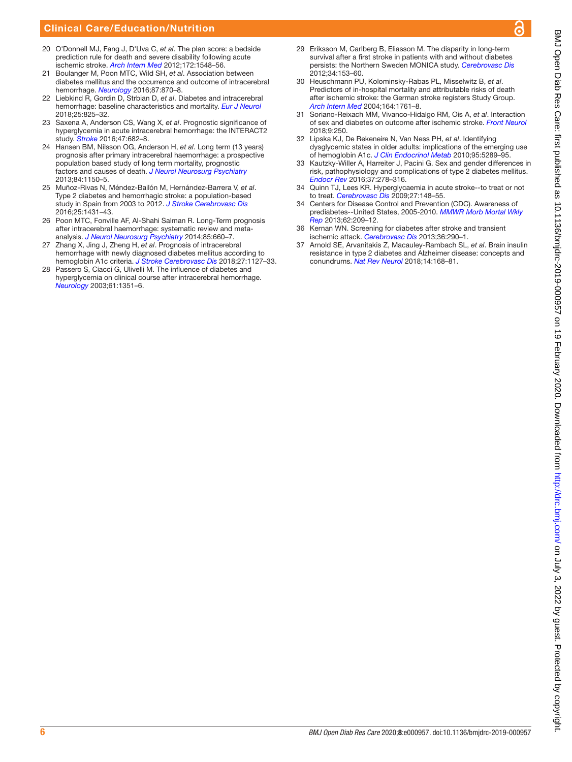20 O'Donnell MJ, Fang J, D'Uva C, *et al*. The plan score: a bedside prediction rule for death and severe disability following acute ischemic stroke. *Arch Intern Med* 2012;172:1548–56.
21 Boulanger M, Poon MTC, Wild SH, *et al*. Association between diabetes mellitus and the occurrence and outcome of intracerebral hemorrhage. *Neurology* 2016;87:870–8.
22 Liebkind R, Gordin D, Strbian D, *et al*. Diabetes and intracerebral hemorrhage: baseline characteristics and mortality. *Eur J Neurol* 2018;25:825–32.
23 Saxena A, Anderson CS, Wang X, *et al*. Prognostic significance of hyperglycemia in acute intracerebral hemorrhage: the INTERACT2 study. *Stroke* 2016;47:682–8.
24 Hansen BM, Nilsson OG, Anderson H, *et al*. Long term (13 years) prognosis after primary intracerebral haemorrhage: a prospective population based study of long term mortality, prognostic factors and causes of death. *J Neurol Neurosurg Psychiatry* 2013;84:1150–5.
25 Muñoz-Rivas N, Méndez-Bailón M, Hernández-Barrera V, *et al*. Type 2 diabetes and hemorrhagic stroke: a population-based study in Spain from 2003 to 2012. *J Stroke Cerebrovasc Dis* 2016;25:1431–43.
26 Poon MTC, Fonville AF, Al-Shahi Salman R. Long-Term prognosis after intracerebral haemorrhage: systematic review and meta-analysis. *J Neurol Neurosurg Psychiatry* 2014;85:660–7.
27 Zhang X, Jing J, Zheng H, *et al*. Prognosis of intracerebral hemorrhage with newly diagnosed diabetes mellitus according to hemoglobin A1c criteria. *J Stroke Cerebrovasc Dis* 2018;27:1127–33.
28 Passero S, Ciacci G, Ulivelli M. The influence of diabetes and hyperglycemia on clinical course after intracerebral hemorrhage. *Neurology* 2003;61:1351–6.
29 Eriksson M, Carlberg B, Eliasson M. The disparity in long-term survival after a first stroke in patients with and without diabetes persists: the Northern Sweden MONICA study. *Cerebrovasc Dis* 2012;34:153–60.
30 Heuschmann PU, Kolominsky-Rabas PL, Misselwitz B, *et al*. Predictors of in-hospital mortality and attributable risks of death after ischemic stroke: the German stroke registers Study Group. *Arch Intern Med* 2004;164:1761–8.
31 Soriano-Reixach MM, Vivanco-Hidalgo RM, Ois A, *et al*. Interaction of sex and diabetes on outcome after ischemic stroke. *Front Neurol* 2018;9:250.
32 Lipska KJ, De Rekeneire N, Van Ness PH, *et al*. Identifying dysglycemic states in older adults: implications of the emerging use of hemoglobin A1c. *J Clin Endocrinol Metab* 2010;95:5289–95.
33 Kautzky-Willer A, Harreiter J, Pacini G. Sex and gender differences in risk, pathophysiology and complications of type 2 diabetes mellitus. *Endocr Rev* 2016;37:278–316.
34 Quinn TJ, Lees KR. Hyperglycaemia in acute stroke--to treat or not to treat. *Cerebrovasc Dis* 2009;27:148–55.
34 Centers for Disease Control and Prevention (CDC). Awareness of prediabetes--United States, 2005-2010. *MMWR Morb Mortal Wkly Rep* 2013;62:209–12.
36 Kernan WN. Screening for diabetes after stroke and transient ischemic attack. *Cerebrovasc Dis* 2013;36:290–1.
37 Arnold SE, Arvanitakis Z, Macauley-Rambach SL, *et al*. Brain insulin resistance in type 2 diabetes and Alzheimer disease: concepts and conundrums. *Nat Rev Neurol* 2018;14:168–81.